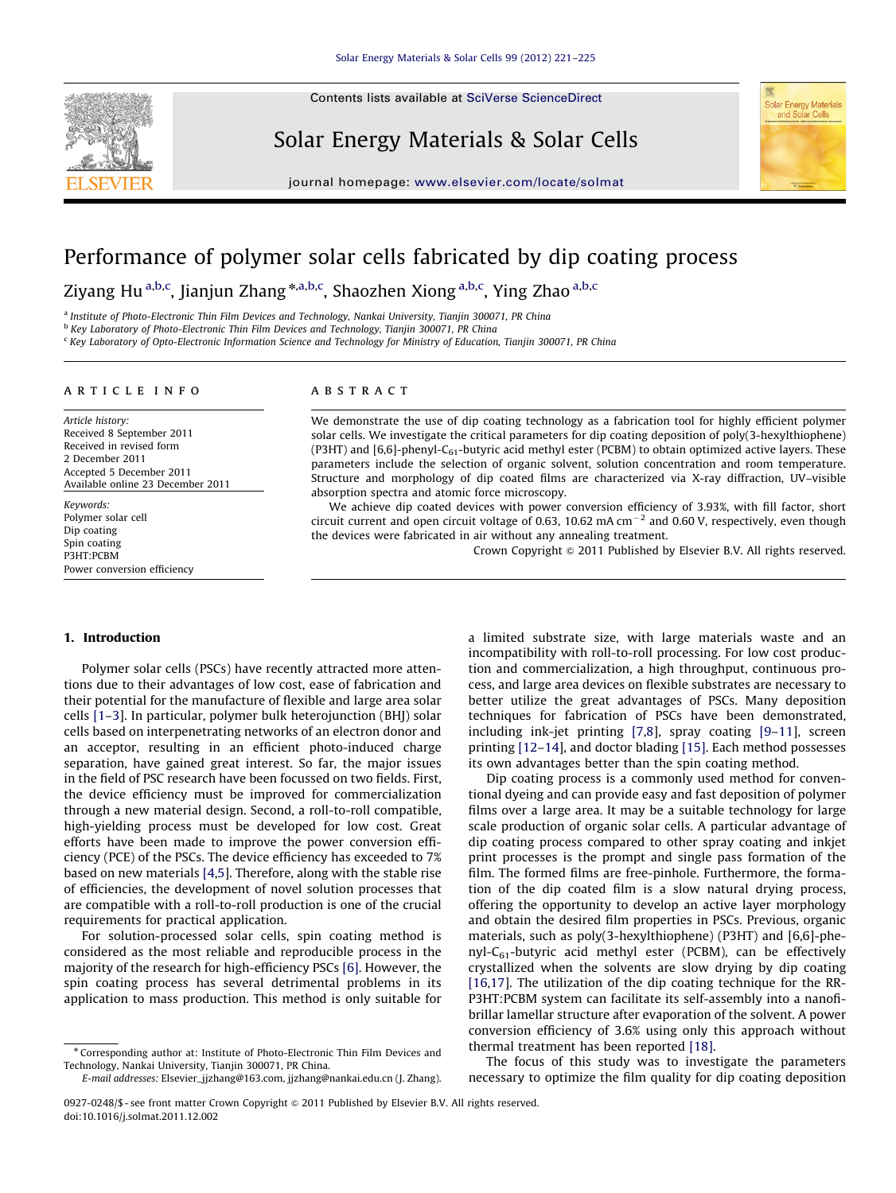# Performance of polymer solar cells fabricated by dip coating process

Ziyang Hu [a,b,c], Jianjun Zhang *[,a,b,c], Shaozhen Xiong [a,b,c], Ying Zhao [a,b,c]

[a] Institute of Photo-Electronic Thin Film Devices and Technology, Nankai University, Tianjin 300071, PR China
[b] Key Laboratory of Photo-Electronic Thin Film Devices and Technology, Tianjin 300071, PR China
[c] Key Laboratory of Opto-Electronic Information Science and Technology for Ministry of Education, Tianjin 300071, PR China

## ARTICLE INFO

*Article history:*
Received 8 September 2011
Received in revised form
2 December 2011
Accepted 5 December 2011
Available online 23 December 2011

*Keywords:*
Polymer solar cell
Dip coating
Spin coating
P3HT:PCBM
Power conversion efficiency

## ABSTRACT

We demonstrate the use of dip coating technology as a fabrication tool for highly efficient polymer solar cells. We investigate the critical parameters for dip coating deposition of poly(3-hexylthiophene) (P3HT) and [6,6]-phenyl-$C_{61}$-butyric acid methyl ester (PCBM) to obtain optimized active layers. These parameters include the selection of organic solvent, solution concentration and room temperature. Structure and morphology of dip coated films are characterized via X-ray diffraction, UV–visible absorption spectra and atomic force microscopy.

We achieve dip coated devices with power conversion efficiency of 3.93%, with fill factor, short circuit current and open circuit voltage of 0.63, 10.62 mA $cm^{-2}$ and 0.60 V, respectively, even though the devices were fabricated in air without any annealing treatment.

Crown Copyright © 2011 Published by Elsevier B.V. All rights reserved.

## 1. Introduction

Polymer solar cells (PSCs) have recently attracted more attentions due to their advantages of low cost, ease of fabrication and their potential for the manufacture of flexible and large area solar cells [1–3]. In particular, polymer bulk heterojunction (BHJ) solar cells based on interpenetrating networks of an electron donor and an acceptor, resulting in an efficient photo-induced charge separation, have gained great interest. So far, the major issues in the field of PSC research have been focussed on two fields. First, the device efficiency must be improved for commercialization through a new material design. Second, a roll-to-roll compatible, high-yielding process must be developed for low cost. Great efforts have been made to improve the power conversion efficiency (PCE) of the PSCs. The device efficiency has exceeded to 7% based on new materials [4,5]. Therefore, along with the stable rise of efficiencies, the development of novel solution processes that are compatible with a roll-to-roll production is one of the crucial requirements for practical application.

For solution-processed solar cells, spin coating method is considered as the most reliable and reproducible process in the majority of the research for high-efficiency PSCs [6]. However, the spin coating process has several detrimental problems in its application to mass production. This method is only suitable for a limited substrate size, with large materials waste and an incompatibility with roll-to-roll processing. For low cost production and commercialization, a high throughput, continuous process, and large area devices on flexible substrates are necessary to better utilize the great advantages of PSCs. Many deposition techniques for fabrication of PSCs have been demonstrated, including ink-jet printing [7,8], spray coating [9–11], screen printing [12–14], and doctor blading [15]. Each method possesses its own advantages better than the spin coating method.

Dip coating process is a commonly used method for conventional dyeing and can provide easy and fast deposition of polymer films over a large area. It may be a suitable technology for large scale production of organic solar cells. A particular advantage of dip coating process compared to other spray coating and inkjet print processes is the prompt and single pass formation of the film. The formed films are free-pinhole. Furthermore, the formation of the dip coated film is a slow natural drying process, offering the opportunity to develop an active layer morphology and obtain the desired film properties in PSCs. Previous, organic materials, such as poly(3-hexylthiophene) (P3HT) and [6,6]-phenyl-$C_{61}$-butyric acid methyl ester (PCBM), can be effectively crystallized when the solvents are slow drying by dip coating [16,17]. The utilization of the dip coating technique for the RR-P3HT:PCBM system can facilitate its self-assembly into a nanofibrillar lamellar structure after evaporation of the solvent. A power conversion efficiency of 3.6% using only this approach without thermal treatment has been reported [18].

The focus of this study was to investigate the parameters necessary to optimize the film quality for dip coating deposition

* Corresponding author at: Institute of Photo-Electronic Thin Film Devices and Technology, Nankai University, Tianjin 300071, PR China.
*E-mail addresses:* Elsevier_jjzhang@163.com, jjzhang@nankai.edu.cn (J. Zhang).

0927-0248/$ - see front matter Crown Copyright © 2011 Published by Elsevier B.V. All rights reserved.
doi:10.1016/j.solmat.2011.12.002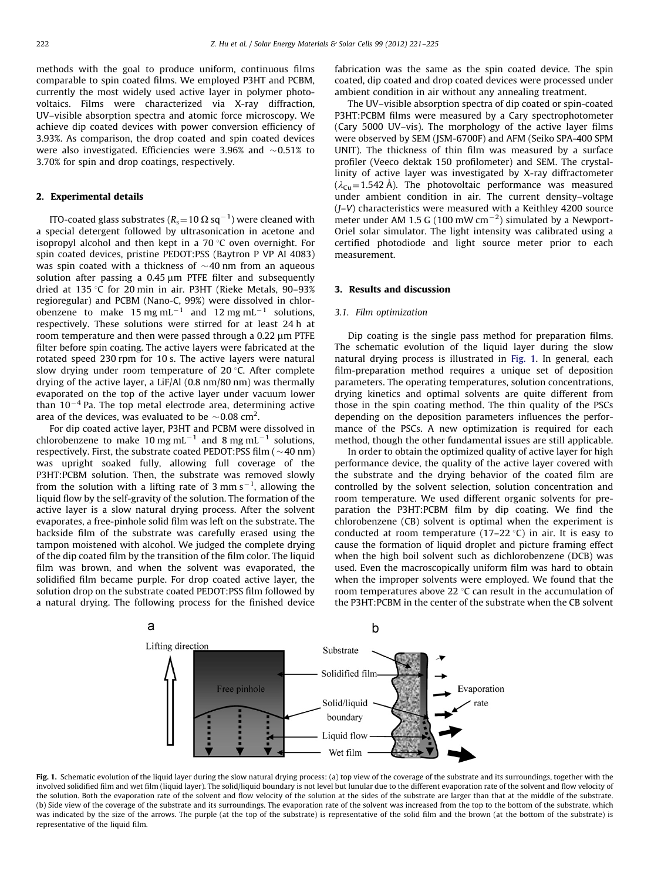methods with the goal to produce uniform, continuous films comparable to spin coated films. We employed P3HT and PCBM, currently the most widely used active layer in polymer photovoltaics. Films were characterized via X-ray diffraction, UV–visible absorption spectra and atomic force microscopy. We achieve dip coated devices with power conversion efficiency of 3.93%. As comparison, the drop coated and spin coated devices were also investigated. Efficiencies were 3.96% and ~0.51% to 3.70% for spin and drop coatings, respectively.

## 2. Experimental details

ITO-coated glass substrates ($R_s = 10\ \Omega\ sq^{-1}$) were cleaned with a special detergent followed by ultrasonication in acetone and isopropyl alcohol and then kept in a 70 °C oven overnight. For spin coated devices, pristine PEDOT:PSS (Baytron P VP AI 4083) was spin coated with a thickness of ~40 nm from an aqueous solution after passing a 0.45 μm PTFE filter and subsequently dried at 135 °C for 20 min in air. P3HT (Rieke Metals, 90–93% regioregular) and PCBM (Nano-C, 99%) were dissolved in chlorobenzene to make $15\ mg\ mL^{-1}$ and $12\ mg\ mL^{-1}$ solutions, respectively. These solutions were stirred for at least 24 h at room temperature and then were passed through a 0.22 μm PTFE filter before spin coating. The active layers were fabricated at the rotated speed 230 rpm for 10 s. The active layers were natural slow drying under room temperature of 20 °C. After complete drying of the active layer, a LiF/Al (0.8 nm/80 nm) was thermally evaporated on the top of the active layer under vacuum lower than $10^{-4}$ Pa. The top metal electrode area, determining active area of the devices, was evaluated to be ~0.08 $cm^2$.

For dip coated active layer, P3HT and PCBM were dissolved in chlorobenzene to make $10\ mg\ mL^{-1}$ and $8\ mg\ mL^{-1}$ solutions, respectively. First, the substrate coated PEDOT:PSS film (~40 nm) was upright soaked fully, allowing full coverage of the P3HT:PCBM solution. Then, the substrate was removed slowly from the solution with a lifting rate of $3\ mm\ s^{-1}$, allowing the liquid flow by the self-gravity of the solution. The formation of the active layer is a slow natural drying process. After the solvent evaporates, a free-pinhole solid film was left on the substrate. The backside film of the substrate was carefully erased using the tampon moistened with alcohol. We judged the complete drying of the dip coated film by the transition of the film color. The liquid film was brown, and when the solvent was evaporated, the solidified film became purple. For drop coated active layer, the solution drop on the substrate coated PEDOT:PSS film followed by a natural drying. The following process for the finished device fabrication was the same as the spin coated device. The spin coated, dip coated and drop coated devices were processed under ambient condition in air without any annealing treatment.

The UV–visible absorption spectra of dip coated or spin-coated P3HT:PCBM films were measured by a Cary spectrophotometer (Cary 5000 UV–vis). The morphology of the active layer films were observed by SEM (JSM-6700F) and AFM (Seiko SPA-400 SPM UNIT). The thickness of thin film was measured by a surface profiler (Veeco dektak 150 profilometer) and SEM. The crystallinity of active layer was investigated by X-ray diffractometer ($\lambda_{Cu} = 1.542$ Å). The photovoltaic performance was measured under ambient condition in air. The current density–voltage (*J*–*V*) characteristics were measured with a Keithley 4200 source meter under AM 1.5 G ($100\ mW\ cm^{-2}$) simulated by a Newport-Oriel solar simulator. The light intensity was calibrated using a certified photodiode and light source meter prior to each measurement.

## 3. Results and discussion

### 3.1. Film optimization

Dip coating is the single pass method for preparation films. The schematic evolution of the liquid layer during the slow natural drying process is illustrated in Fig. 1. In general, each film-preparation method requires a unique set of deposition parameters. The operating temperatures, solution concentrations, drying kinetics and optimal solvents are quite different from those in the spin coating method. The thin quality of the PSCs depending on the deposition parameters influences the performance of the PSCs. A new optimization is required for each method, though the other fundamental issues are still applicable.

In order to obtain the optimized quality of active layer for high performance device, the quality of the active layer covered with the substrate and the drying behavior of the coated film are controlled by the solvent selection, solution concentration and room temperature. We used different organic solvents for preparation the P3HT:PCBM film by dip coating. We find the chlorobenzene (CB) solvent is optimal when the experiment is conducted at room temperature (17–22 °C) in air. It is easy to cause the formation of liquid droplet and picture framing effect when the high boil solvent such as dichlorobenzene (DCB) was used. Even the macroscopically uniform film was hard to obtain when the improper solvents were employed. We found that the room temperatures above 22 °C can result in the accumulation of the P3HT:PCBM in the center of the substrate when the CB solvent

Fig. 1. Schematic evolution of the liquid layer during the slow natural drying process: (a) top view of the coverage of the substrate and its surroundings, together with the involved solidified film and wet film (liquid layer). The solid/liquid boundary is not level but lunular due to the different evaporation rate of the solvent and flow velocity of the solution. Both the evaporation rate of the solvent and flow velocity of the solution at the sides of the substrate are larger than that at the middle of the substrate. (b) Side view of the coverage of the substrate and its surroundings. The evaporation rate of the solvent was increased from the top to the bottom of the substrate, which was indicated by the size of the arrows. The purple (at the top of the substrate) is representative of the solid film and the brown (at the bottom of the substrate) is representative of the liquid film.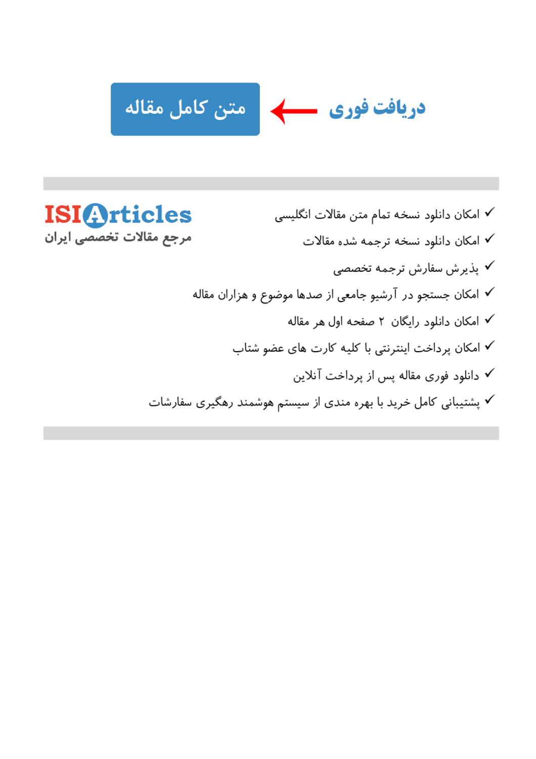دریافت فوری ← متن کامل مقاله

ISIArticles
مرجع مقالات تخصصی ایران

- ✓ امکان دانلود نسخه تمام متن مقالات انگلیسی
- ✓ امکان دانلود نسخه ترجمه شده مقالات
- ✓ پذیرش سفارش ترجمه تخصصی
- ✓ امکان جستجو در آرشیو جامعی از صدها موضوع و هزاران مقاله
- ✓ امکان دانلود رایگان ۲ صفحه اول هر مقاله
- ✓ امکان پرداخت اینترنتی با کلیه کارت های عضو شتاب
- ✓ دانلود فوری مقاله پس از پرداخت آنلاین
- ✓ پشتیبانی کامل خرید با بهره مندی از سیستم هوشمند رهگیری سفارشات